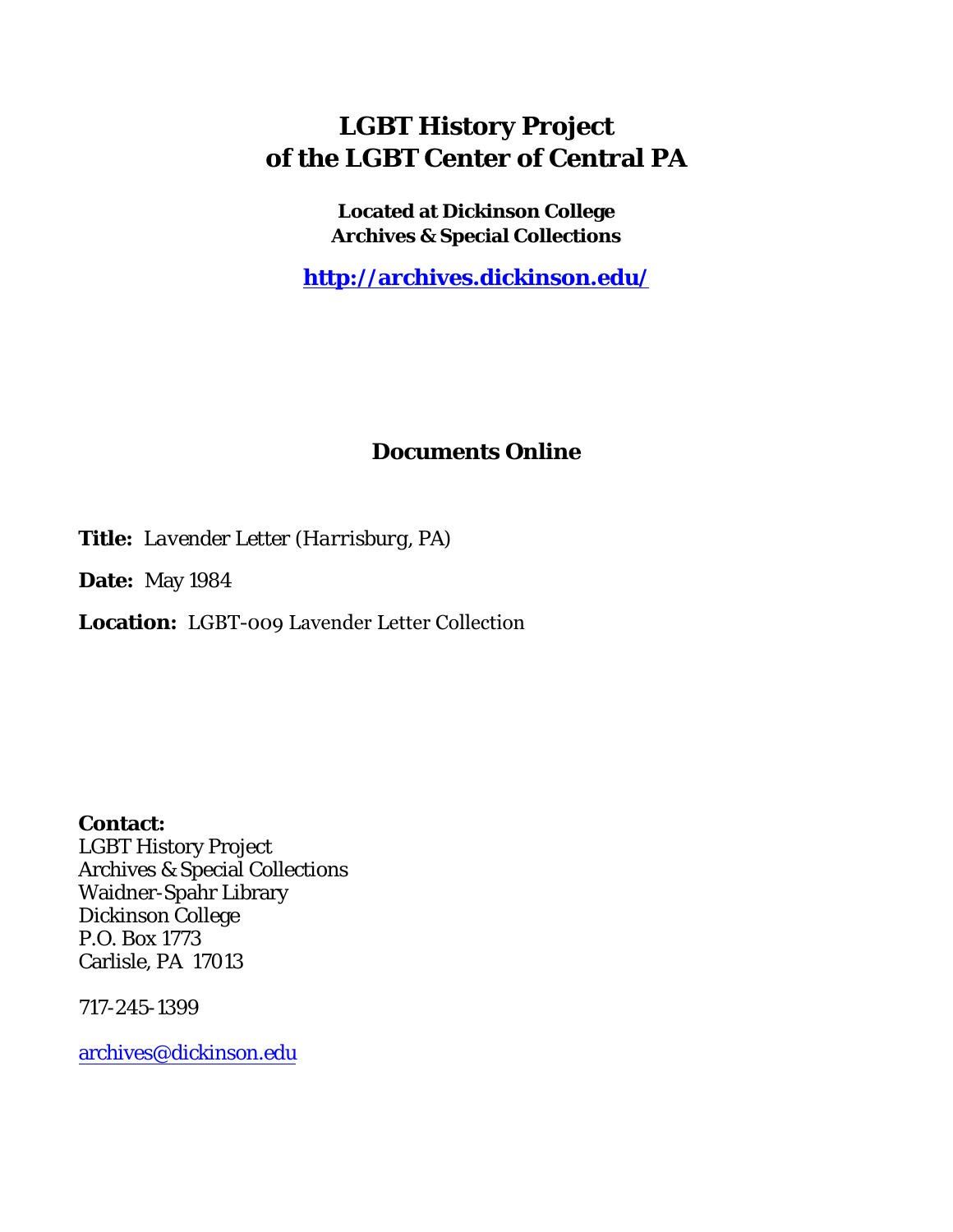# LGBT History Project of the LGBT Center of Central PA

**Located at Dickinson College Archives & Special Collections**

**http://archives.dickinson.edu/**

## Documents Online

**Title:** *Lavender Letter (Harrisburg, PA)*

**Date:** May 1984

**Location:** LGBT-009 Lavender Letter Collection

**Contact:**
LGBT History Project
Archives & Special Collections
Waidner-Spahr Library
Dickinson College
P.O. Box 1773
Carlisle, PA 17013

717-245-1399

archives@dickinson.edu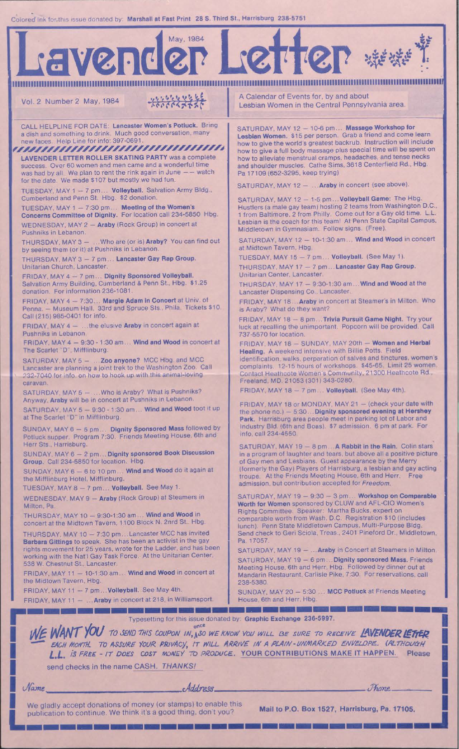Colored Ink for this issue donated by: **Marshall at Fast Print 28 S. Third St., Harrisburg 238-5751**

# Lavender Letter

May, 1984

Vol. 2 Number 2 May, 1984

A Calendar of Events for, by and about Lesbian Women in the Central Pennsylvania area.

CALL HELPLINE FOR DATE: **Lancaster Women's Potluck.** Bring a dish and something to drink. Much good conversation, many new faces. Help Line for info: 397-0691.

**LAVENDER LETTER ROLLER SKATING PARTY** was a complete success. Over 60 women and men came and a wonderful time was had by all. We plan to rent the rink again in June — — watch for the date. We made $107 but mostly we had fun.

TUESDAY, MAY 1 – 7 pm... **Volleyball.** Salvation Army Bldg., Cumberland and Penn St. Hbg. $2 donation.

TUESDAY, MAY 1 – 7:30 pm... **Meeting of the Women's Concerns Committee of Dignity.** For location call 234-5850 Hbg.

WEDNESDAY, MAY 2 – **Araby** (Rock Group) in concert at Pushniks in Lebanon.

THURSDAY, MAY 3 – ...Who are (or is) **Araby?** You can find out by seeing them (or it) at Pushniks in Lebanon.

THURSDAY, MAY 3 – 7 pm... **Lancaster Gay Rap Group.** Unitarian Church, Lancaster.

FRIDAY, MAY 4 – 7 pm... **Dignity Sponsored Volleyball.** Salvation Army Building, Cumberland & Penn St., Hbg. $1.25 donation. For information 236-1081.

FRIDAY, MAY 4 – 7:30... **Margie Adam in Concert** at Univ. of Penna. – Museum Hall. 33rd and Spruce Sts., Phila. Tickets $10. Call (215) 985-0401 for info.

FRIDAY, MAY 4 – ...the elusive **Araby** in concert again at Pushniks in Lebanon.

FRIDAY, MAY 4 – 9:30 - 1:30 am... **Wind and Wood** in concert at The Scarlet "D", Mifflinburg.

SATURDAY, MAY 5 – ...**Zoo anyone?** MCC Hbg. and MCC Lancaster are planning a joint trek to the Washington Zoo. Call 232-7040 for info. on how to hook up with this animal-loving caravan.

SATURDAY, MAY 5 – ...Who is Araby? What is Pushniks? Anyway, **Araby** will be in concert at Pushniks in Lebanon.

SATURDAY, MAY 5 – 9:30 - 1:30 am... **Wind and Wood** toot it up at The Scarlet "D" in Mifflinburg.

SUNDAY, MAY 6 – 5 pm... **Dignity Sponsored Mass** followed by Potluck supper. Program 7:30. Friends Meeting House, 6th and Herr Sts., Harrisburg.

SUNDAY, MAY 6 – 2 pm... **Dignity sponsored Book Discussion Group.** Call 234-5850 for location. Hbg.

SUNDAY, MAY 6 – 6 to 10 pm... **Wind and Wood** do it again at the Mifflinburg Hotel, Mifflinburg.

TUESDAY, MAY 8 – 7 pm... **Volleyball.** See May 1.

WEDNESDAY, MAY 9 – **Araby** (Rock Group) at Steamers in Milton, Pa.

THURSDAY, MAY 10 – 9:30-1:30 am... **Wind and Wood** in concert at the Midtown Tavern, 1100 Block N. 2nd St., Hbg.

THURSDAY, MAY 10 – 7:30 pm... Lancaster MCC has invited **Barbara Gittings** to speak. She has been an activist in the gay rights movement for 25 years, wrote for the Ladder, and has been working with the Nat'l Gay Task Force. At the Unitarian Center, 538 W. Chestnut St., Lancaster.

FRIDAY, MAY 11 – 10-1:30 am... **Wind and Wood** in concert at the Midtown Tavern, Hbg.

FRIDAY, MAY 11 – 7 pm... **Volleyball.** See May 4th.

FRIDAY, MAY 11 – ...**Araby** in concert at 218, in Williamsport.

SATURDAY, MAY 12 – 10-6 pm... **Massage Workshop for Lesbian Women.** $15 per person. Grab a friend and come learn how to give the world's greatest backrub. Instruction will include how to give a full body massage plus special time will be spent on how to alleviate menstrual cramps, headaches, and tense necks and shoulder muscles. Cathe Sims, 3618 Centerfield Rd., Hbg. Pa 17109 (652-3295, keep trying)

SATURDAY, MAY 12 – ...**Araby** in concert (see above).

SATURDAY, MAY 12 – 1-5 pm... **Volleyball Game:** The Hbg. Hustlers (a male gay team) hosting 2 teams from Washington D.C., 1 from Baltimore, 2 from Philly. Come out for a Gay old time. L.L. Lesbian is the coach for this team! At Penn State Capital Campus, Middletown in Gymnasium. Follow signs. (Free).

SATURDAY, MAY 12 – 10-1:30 am... **Wind and Wood** in concert at Midtown Tavern, Hbg.

TUESDAY, MAY 15 – 7 pm... **Volleyball.** (See May 1).

THURSDAY, MAY 17 – 7 pm... **Lancaster Gay Rap Group.** Unitarian Center, Lancaster.

THURSDAY, MAY 17 – 9:30-1:30 am... **Wind and Wood** at the Lancaster Dispensing Co., Lancaster.

FRIDAY, MAY 18... **Araby** in concert at Steamer's in Milton. Who is Araby? What do they want?

FRIDAY, MAY 18 – 8 pm... **Trivia Pursuit Game Night.** Try your luck at recalling the unimportant. Popcorn will be provided. Call 737-5570 for location.

FRIDAY, MAY 18 – SUNDAY, MAY 20th – **Women and Herbal Healing.** A weekend intensive with Billie Potts. Field identification, walks, perparation of salves and tinctures, women's complaints. 12-15 hours of workshops. $45-65. Limit 25 women. Contact Heathcote Women's Community, 21300 Heathcote Rd., Freeland, MD. 21053 (301) 343-0280.

FRIDAY, MAY 18 – 7 pm... **Volleyball.** (See May 4th).

FRIDAY, MAY 18 or MONDAY, MAY 21 – (check your date with the phone no.) – 5:30... **Dignity sponsored evening at Hershey Park.** Harrisburg area people meet in parking lot of Labor and Industry Bld. (6th and Boas). $7 admission. 6 pm at park. For info, call 234-4550.

SATURDAY, MAY 19 – 8 pm... **A Rabbit in the Rain.** Colin stars in a program of laughter and tears, but above all a positive picture of Gay men and Lesbians. Guest appearance by the Merry (formerly the Gay) Players of Harrisburg, a lesbian and gay acting troupe. At the Friends Meeting House, 6th and Herr. Free admission, but contribution accepted for *Freedom.*

SATURDAY, MAY 19 – 9:30 – 3 pm... **Workshop on Comparable Worth for Women** sponsored by CLUW and AFL-CIO Women's Rights Committee. Speaker: Martha Bucks, expert on comparable worth from Wash. D.C. Registration $10 (includes lunch). Penn State Middletown Campus, Multi-Purpose Bldg. Send check to Geri Sciola, Treas., 2401 Pineford Dr., Middletown, Pa. 17057.

SATURDAY, MAY 19 – ...**Araby** in Concert at Steamers in Milton.

SATURDAY, MAY 19 – 6 pm... **Dignity sponsored Mass.** Friends Meeting House, 6th and Herr, Hbg. Followed by dinner out at Mandarin Restaurant, Carlisle Pike, 7:30. For reservations, call 238-5380.

SUNDAY, MAY 20 – 5:30 ... **MCC Potluck** at Friends Meeting House, 6th and Herr, Hbg.

Typesetting for this issue donated by: **Graphic Exchange 236-5997.**

WE WANT YOU TO SEND THIS COUPON IN, ONCE SO WE KNOW YOU WILL BE SURE TO RECEIVE LAVENDER LETTER EACH MONTH. TO ASSURE YOUR PRIVACY, IT WILL ARRIVE IN A PLAIN-UNMARKED ENVELOPE. (ALTHOUGH L.L. IS FREE - IT DOES COST MONEY TO PRODUCE. YOUR CONTRIBUTIONS MAKE IT HAPPEN. Please send checks in the name CASH. THANKS!

Name ______________ Address ______________ Phone ______________

We gladly accept donations of money (or stamps) to enable this publication to continue. We think it's a good thing, don't you?

Mail to P.O. Box 1527, Harrisburg, Pa. 17105.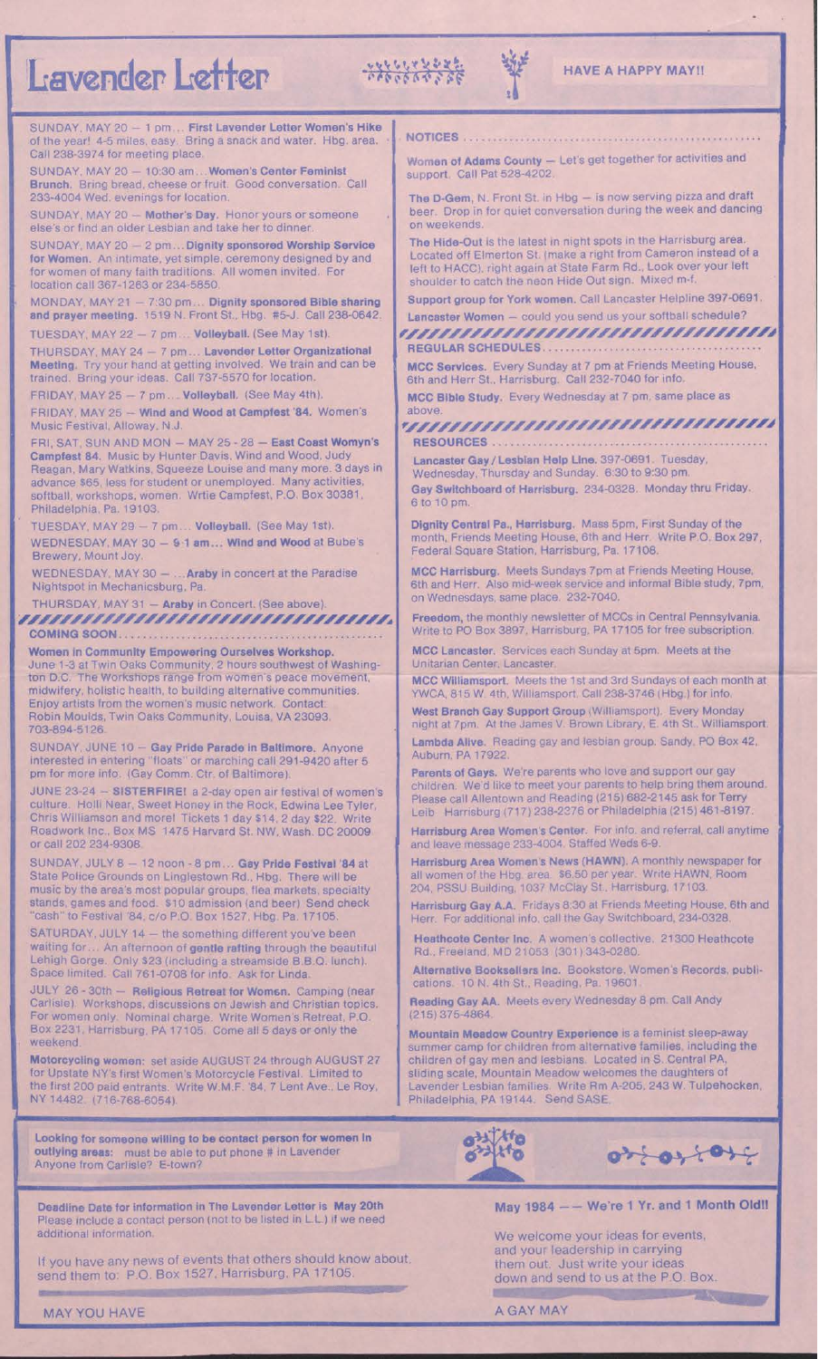# Lavender Letter

**HAVE A HAPPY MAY!!**

SUNDAY, MAY 20 — 1 pm... **First Lavender Letter Women's Hike** of the year! 4-5 miles, easy. Bring a snack and water. Hbg. area. Call 238-3974 for meeting place.

SUNDAY, MAY 20 — 10:30 am... **Women's Center Feminist Brunch.** Bring bread, cheese or fruit. Good conversation. Call 233-4004 Wed. evenings for location.

SUNDAY, MAY 20 — **Mother's Day.** Honor yours or someone else's or find an older Lesbian and take her to dinner.

SUNDAY, MAY 20 — 2 pm... **Dignity sponsored Worship Service for Women.** An intimate, yet simple, ceremony designed by and for women of many faith traditions. All women invited. For location call 367-1263 or 234-5850.

MONDAY, MAY 21 — 7:30 pm... **Dignity sponsored Bible sharing and prayer meeting.** 1519 N. Front St., Hbg. #5-J. Call 238-0642.

TUESDAY, MAY 22 — 7 pm... **Volleyball.** (See May 1st).

THURSDAY, MAY 24 — 7 pm... **Lavender Letter Organizational Meeting.** Try your hand at getting involved. We train and can be trained. Bring your ideas. Call 737-5570 for location.

FRIDAY, MAY 25 — 7 pm... **Volleyball.** (See May 4th).

FRIDAY, MAY 25 — **Wind and Wood at Campfest '84.** Women's Music Festival, Alloway, N.J.

FRI, SAT, SUN AND MON — MAY 25 - 28 — **East Coast Womyn's Campfest 84.** Music by Hunter Davis, Wind and Wood, Judy Reagan, Mary Watkins, Squeeze Louise and many more. 3 days in advance $65, less for student or unemployed. Many activities, softball, workshops, women. Wrtie Campfest, P.O. Box 30381, Philadelphia, Pa. 19103.

TUESDAY, MAY 29 — 7 pm... **Volleyball.** (See May 1st).

WEDNESDAY, MAY 30 — 9-1 am... **Wind and Wood** at Bube's Brewery, Mount Joy.

WEDNESDAY, MAY 30 — ...**Araby** in concert at the Paradise Nightspot in Mechanicsburg, Pa.

THURSDAY, MAY 31 — **Araby** in Concert. (See above).

## COMING SOON

**Women in Community Empowering Ourselves Workshop.** June 1-3 at Twin Oaks Community, 2 hours southwest of Washington D.C. The Workshops range from women's peace movement, midwifery, holistic health, to building alternative communities. Enjoy artists from the women's music network. Contact: Robin Moulds, Twin Oaks Community, Louisa, VA 23093. 703-894-5126.

SUNDAY, JUNE 10 — **Gay Pride Parade in Baltimore.** Anyone interested in entering "floats" or marching call 291-9420 after 5 pm for more info. (Gay Comm. Ctr. of Baltimore).

JUNE 23-24 — **SISTERFIRE!** a 2-day open air festival of women's culture. Holli Near, Sweet Honey in the Rock, Edwina Lee Tyler, Chris Williamson and more! Tickets 1 day $14, 2 day $22. Write Roadwork Inc., Box MS 1475 Harvard St. NW, Wash. DC 20009 or call 202 234-9308.

SUNDAY, JULY 8 — 12 noon - 8 pm... **Gay Pride Festival '84** at State Police Grounds on Linglestown Rd., Hbg. There will be music by the area's most popular groups, flea markets, specialty stands, games and food. $10 admission (and beer) Send check "cash" to Festival '84, c/o P.O. Box 1527, Hbg. Pa. 17105.

SATURDAY, JULY 14 — the something different you've been waiting for... An afternoon of **gentle rafting** through the beautiful Lehigh Gorge. Only $23 (including a streamside B.B.Q. lunch). Space limited. Call 761-0708 for info. Ask for Linda.

JULY 26 - 30th — **Religious Retreat for Women.** Camping (near Carlisle). Workshops, discussions on Jewish and Christian topics. For women only. Nominal charge. Write Women's Retreat, P.O. Box 2231, Harrisburg, PA 17105. Come all 5 days or only the weekend.

**Motorcycling women:** set aside AUGUST 24 through AUGUST 27 for Upstate NY's first Women's Motorcycle Festival. Limited to the first 200 paid entrants. Write W.M.F. '84, 7 Lent Ave., Le Roy, NY 14482. (716-768-6054).

## NOTICES

**Women of Adams County** — Let's get together for activities and support. Call Pat 528-4202.

**The D-Gem**, N. Front St. in Hbg — is now serving pizza and draft beer. Drop in for quiet conversation during the week and dancing on weekends.

**The Hide-Out** is the latest in night spots in the Harrisburg area. Located off Elmerton St. (make a right from Cameron instead of a left to HACC), right again at State Farm Rd., Look over your left shoulder to catch the neon Hide Out sign. Mixed m-f.

**Support group for York women.** Call Lancaster Helpline 397-0691.

**Lancaster Women** — could you send us your softball schedule?

## REGULAR SCHEDULES

**MCC Services.** Every Sunday at 7 pm at Friends Meeting House, 6th and Herr St., Harrisburg. Call 232-7040 for info.

**MCC Bible Study.** Every Wednesday at 7 pm, same place as above.

## RESOURCES

**Lancaster Gay / Lesbian Help Line.** 397-0691. Tuesday, Wednesday, Thursday and Sunday. 6:30 to 9:30 pm.

**Gay Switchboard of Harrisburg.** 234-0328. Monday thru Friday. 6 to 10 pm.

**Dignity Central Pa., Harrisburg.** Mass 5pm, First Sunday of the month, Friends Meeting House, 6th and Herr. Write P.O. Box 297, Federal Square Station, Harrisburg, Pa. 17108.

**MCC Harrisburg.** Meets Sundays 7pm at Friends Meeting House, 6th and Herr. Also mid-week service and informal Bible study, 7pm, on Wednesdays, same place. 232-7040.

**Freedom,** the monthly newsletter of MCCs in Central Pennsylvania. Write to PO Box 3897, Harrisburg, PA 17105 for free subscription.

**MCC Lancaster.** Services each Sunday at 5pm. Meets at the Unitarian Center, Lancaster.

**MCC Williamsport.** Meets the 1st and 3rd Sundays of each month at YWCA, 815 W. 4th, Williamsport. Call 238-3746 (Hbg.) for info.

**West Branch Gay Support Group** (Williamsport). Every Monday night at 7pm. At the James V. Brown Library, E. 4th St., Williamsport.

**Lambda Alive.** Reading gay and lesbian group. Sandy, PO Box 42, Auburn, PA 17922.

**Parents of Gays.** We're parents who love and support our gay children. We'd like to meet your parents to help bring them around. Please call Allentown and Reading (215) 682-2145 ask for Terry Leib Harrisburg (717) 238-2276 or Philadelphia (215) 461-8197.

**Harrisburg Area Women's Center.** For info. and referral, call anytime and leave message 233-4004. Staffed Weds 6-9.

**Harrisburg Area Women's News (HAWN).** A monthly newspaper for all women of the Hbg. area. $6.50 per year. Write HAWN, Room 204, PSSU Building, 1037 McClay St., Harrisburg, 17103.

**Harrisburg Gay A.A.** Fridays 8:30 at Friends Meeting House, 6th and Herr. For additional info, call the Gay Switchboard, 234-0328.

**Heathcote Center Inc.** A women's collective. 21300 Heathcote Rd., Freeland, MD 21053 (301) 343-0280.

**Alternative Booksellers Inc.** Bookstore, Women's Records, publications. 10 N. 4th St., Reading, Pa. 19601.

**Reading Gay AA.** Meets every Wednesday 8 pm. Call Andy (215) 375-4864.

**Mountain Meadow Country Experience** is a feminist sleep-away summer camp for children from alternative families, including the children of gay men and lesbians. Located in S. Central PA, sliding scale, Mountain Meadow welcomes the daughters of Lavender Lesbian families. Write Rm A-205, 243 W. Tulpehocken, Philadelphia, PA 19144. Send SASE.

**Looking for someone willing to be contact person for women in outlying areas:** must be able to put phone # in Lavender Anyone from Carlisle? E-town?

**Deadline Date for information in The Lavender Letter is May 20th**
Please include a contact person (not to be listed in L.L.) if we need additional information.

If you have any news of events that others should know about, send them to: P.O. Box 1527, Harrisburg, PA 17105.

**May 1984 — — We're 1 Yr. and 1 Month Old!!**

We welcome your ideas for events, and your leadership in carrying them out. Just write your ideas down and send to us at the P.O. Box.

MAY YOU HAVE A GAY MAY